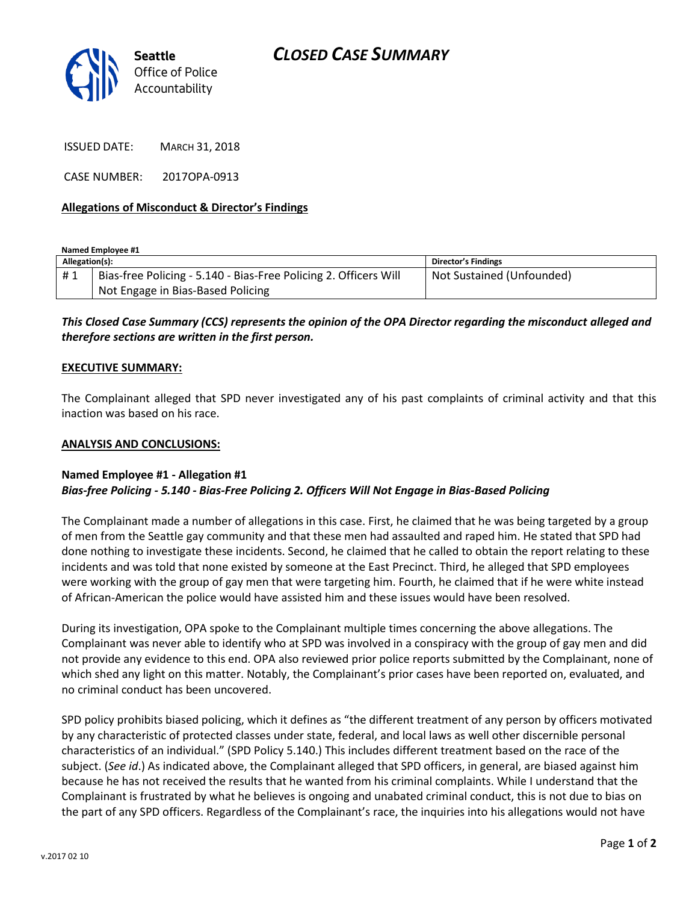Seattle
Office of Police
Accountability

# CLOSED CASE SUMMARY

ISSUED DATE: MARCH 31, 2018

CASE NUMBER: 2017OPA-0913

**Allegations of Misconduct & Director's Findings**

**Named Employee #1**

| Allegation(s): | | Director's Findings |
|---|---|---|
| # 1 | Bias-free Policing - 5.140 - Bias-Free Policing 2. Officers Will Not Engage in Bias-Based Policing | Not Sustained (Unfounded) |

***This Closed Case Summary (CCS) represents the opinion of the OPA Director regarding the misconduct alleged and therefore sections are written in the first person.***

**EXECUTIVE SUMMARY:**

The Complainant alleged that SPD never investigated any of his past complaints of criminal activity and that this inaction was based on his race.

**ANALYSIS AND CONCLUSIONS:**

**Named Employee #1 - Allegation #1**
***Bias-free Policing - 5.140 - Bias-Free Policing 2. Officers Will Not Engage in Bias-Based Policing***

The Complainant made a number of allegations in this case. First, he claimed that he was being targeted by a group of men from the Seattle gay community and that these men had assaulted and raped him. He stated that SPD had done nothing to investigate these incidents. Second, he claimed that he called to obtain the report relating to these incidents and was told that none existed by someone at the East Precinct. Third, he alleged that SPD employees were working with the group of gay men that were targeting him. Fourth, he claimed that if he were white instead of African-American the police would have assisted him and these issues would have been resolved.

During its investigation, OPA spoke to the Complainant multiple times concerning the above allegations. The Complainant was never able to identify who at SPD was involved in a conspiracy with the group of gay men and did not provide any evidence to this end. OPA also reviewed prior police reports submitted by the Complainant, none of which shed any light on this matter. Notably, the Complainant's prior cases have been reported on, evaluated, and no criminal conduct has been uncovered.

SPD policy prohibits biased policing, which it defines as "the different treatment of any person by officers motivated by any characteristic of protected classes under state, federal, and local laws as well other discernible personal characteristics of an individual." (SPD Policy 5.140.) This includes different treatment based on the race of the subject. (*See id*.) As indicated above, the Complainant alleged that SPD officers, in general, are biased against him because he has not received the results that he wanted from his criminal complaints. While I understand that the Complainant is frustrated by what he believes is ongoing and unabated criminal conduct, this is not due to bias on the part of any SPD officers. Regardless of the Complainant's race, the inquiries into his allegations would not have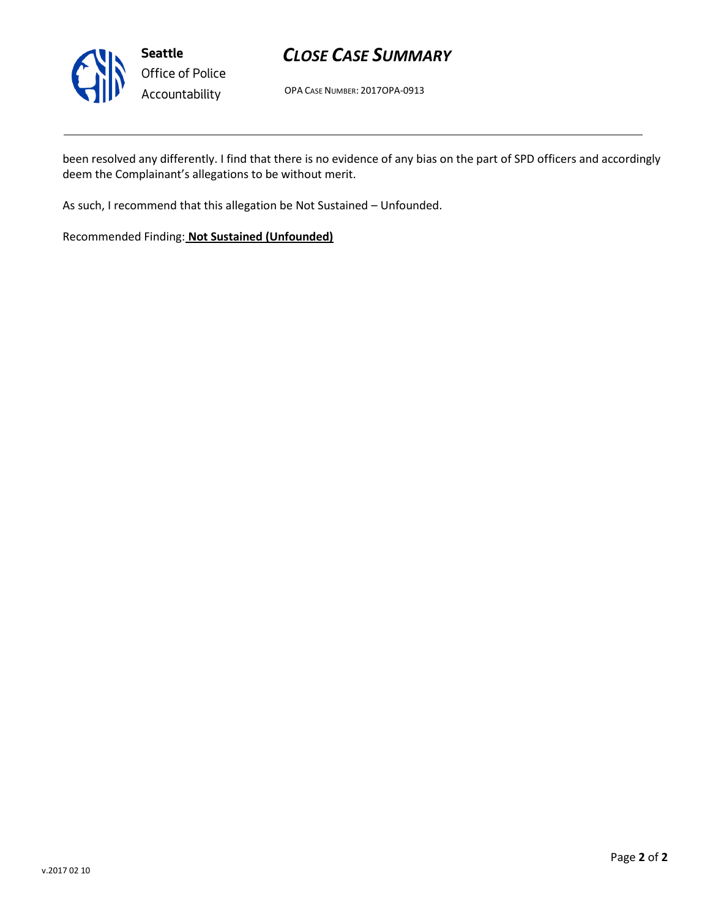been resolved any differently. I find that there is no evidence of any bias on the part of SPD officers and accordingly deem the Complainant's allegations to be without merit.

As such, I recommend that this allegation be Not Sustained – Unfounded.

Recommended Finding: **Not Sustained (Unfounded)**